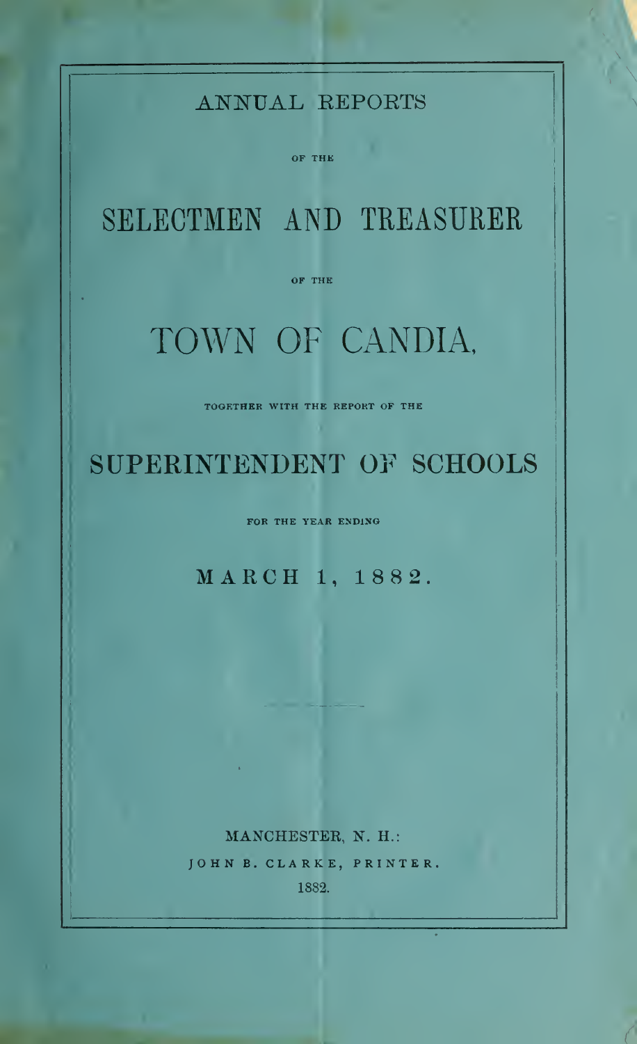# ANNUAL REPORTS

OF THE

# SELECTMEN AND TREASURER

OF THE

# TOWN OF CANDIA,

TOGETHER WITH THE REPORT OF THE

# SUPERINTENDENT OF SCHOOLS

FOR THE YEAR ENDING

## MARCH 1, 1882.

MANCHESTER, N. H.:
JOHN B. CLARKE, PRINTER.
1882.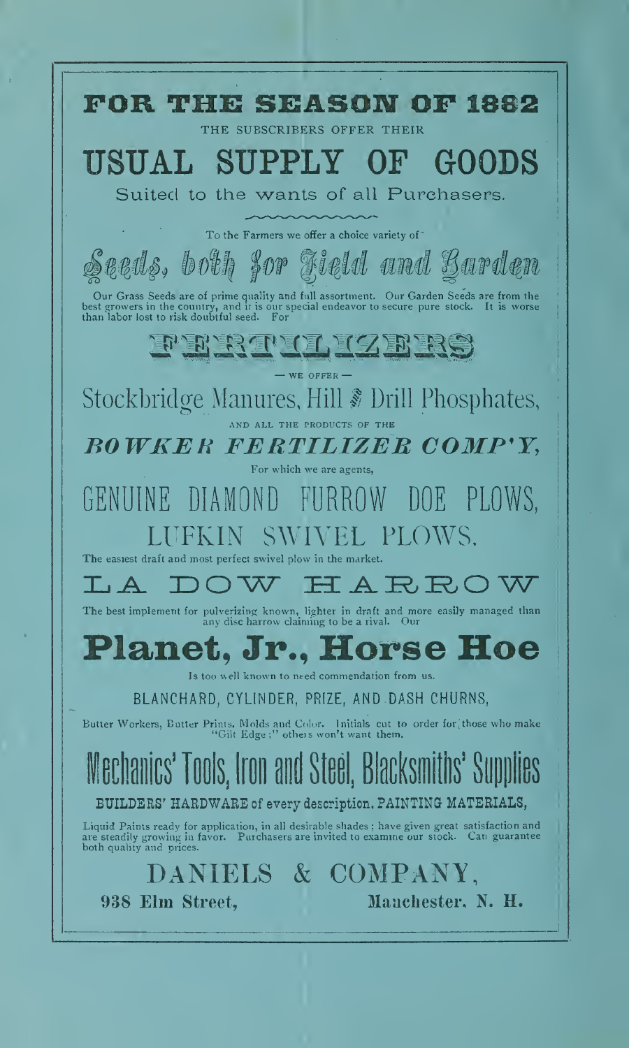# FOR THE SEASON OF 1882

THE SUBSCRIBERS OFFER THEIR

# USUAL SUPPLY OF GOODS

Suited to the wants of all Purchasers.

To the Farmers we offer a choice variety of

## Seeds, both for Field and Garden

Our Grass Seeds are of prime quality and full assortment. Our Garden Seeds are from the best growers in the country, and it is our special endeavor to secure pure stock. It is worse than labor lost to risk doubtful seed. For

## FERTILIZERS

— WE OFFER —

## Stockbridge Manures, Hill & Drill Phosphates,

AND ALL THE PRODUCTS OF THE

## *BOWKER FERTILIZER COMP'Y,*

For which we are agents,

## GENUINE DIAMOND FURROW DOE PLOWS,

## LUFKIN SWIVEL PLOWS,

The easiest draft and most perfect swivel plow in the market.

## LA DOW HARROW

The best implement for pulverizing known, lighter in draft and more easily managed than any disc harrow claiming to be a rival. Our

## Planet, Jr., Horse Hoe

Is too well known to need commendation from us.

BLANCHARD, CYLINDER, PRIZE, AND DASH CHURNS,

Butter Workers, Butter Prints, Molds and Color. Initials cut to order for those who make "Gilt Edge;" others won't want them.

## Mechanics' Tools, Iron and Steel, Blacksmiths' Supplies

BUILDERS' HARDWARE of every description, PAINTING MATERIALS,

Liquid Paints ready for application, in all desirable shades; have given great satisfaction and are steadily growing in favor. Purchasers are invited to examine our stock. Can guarantee both quality and prices.

## DANIELS & COMPANY,

938 Elm Street, Manchester, N. H.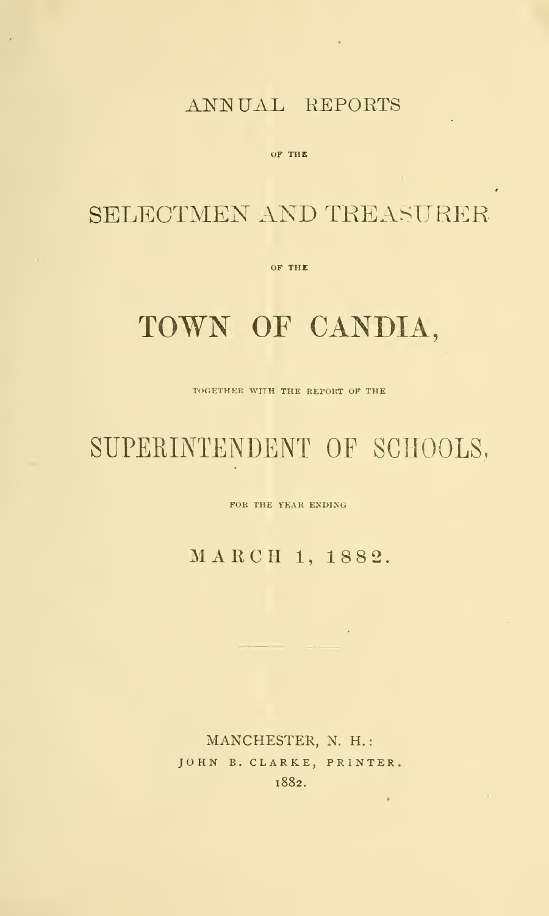ANNUAL REPORTS

OF THE

# SELECTMEN AND TREASURER

OF THE

# TOWN OF CANDIA,

TOGETHER WITH THE REPORT OF THE

# SUPERINTENDENT OF SCHOOLS,

FOR THE YEAR ENDING

MARCH 1, 1882.

MANCHESTER, N. H.:
JOHN B. CLARKE, PRINTER.
1882.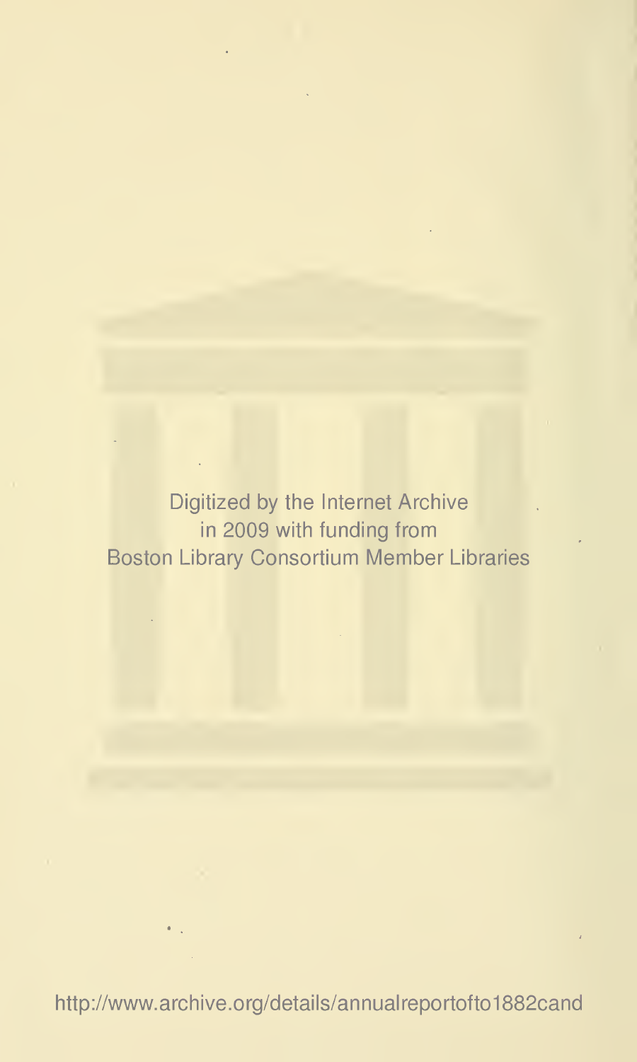Digitized by the Internet Archive
in 2009 with funding from
Boston Library Consortium Member Libraries

http://www.archive.org/details/annualreportofto1882cand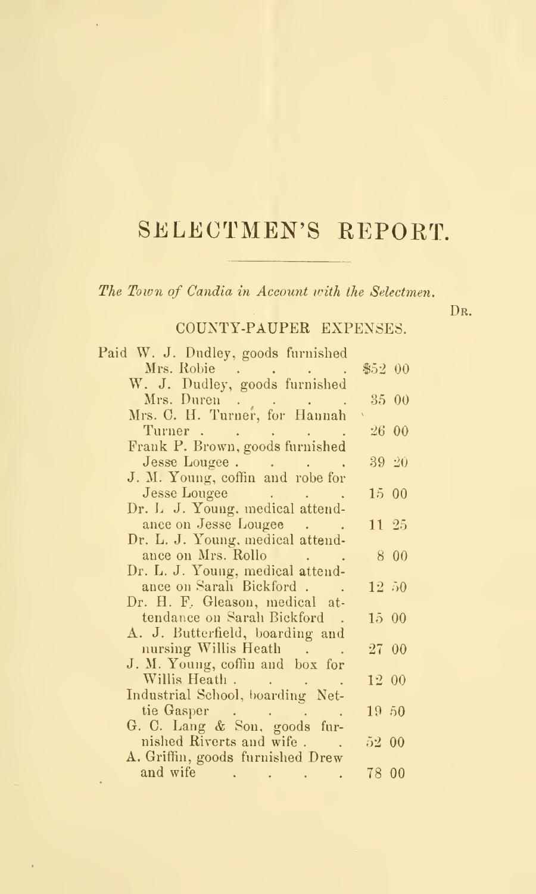# SELECTMEN'S REPORT.

*The Town of Candia in Account with the Selectmen.*

DR.

## COUNTY-PAUPER EXPENSES.

| | |
|---|---|
| Paid W. J. Dudley, goods furnished Mrs. Robie | $52 00 |
| W. J. Dudley, goods furnished Mrs. Duren | 35 00 |
| Mrs. C. H. Turner, for Hannah Turner | 26 00 |
| Frank P. Brown, goods furnished Jesse Lougee | 39 20 |
| J. M. Young, coffin and robe for Jesse Lougee | 15 00 |
| Dr. L. J. Young, medical attendance on Jesse Lougee | 11 25 |
| Dr. L. J. Young, medical attendance on Mrs. Rollo | 8 00 |
| Dr. L. J. Young, medical attendance on Sarah Bickford | 12 50 |
| Dr. H. F. Gleason, medical attendance on Sarah Bickford | 15 00 |
| A. J. Butterfield, boarding and nursing Willis Heath | 27 00 |
| J. M. Young, coffin and box for Willis Heath | 12 00 |
| Industrial School, boarding Nettie Gasper | 19 50 |
| G. C. Lang & Son, goods furnished Riverts and wife | 52 00 |
| A. Griffin, goods furnished Drew and wife | 78 00 |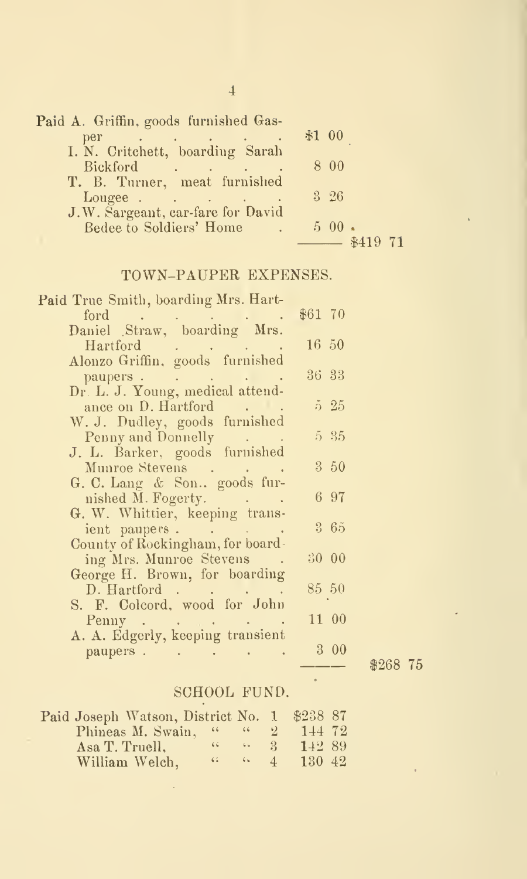| | | |
|---|---|---|
| Paid A. Griffin, goods furnished Gasper | $1 00 | |
| I. N. Critchett, boarding Sarah Bickford | 8 00 | |
| T. B. Turner, meat furnished Lougee | 3 26 | |
| J. W. Sargeant, car-fare for David Bedee to Soldiers' Home | 5 00 | |
| | | $419 71 |

## TOWN-PAUPER EXPENSES.

| | | |
|---|---|---|
| Paid True Smith, boarding Mrs. Hartford | $61 70 | |
| Daniel Straw, boarding Mrs. Hartford | 16 50 | |
| Alonzo Griffin, goods furnished paupers | 36 33 | |
| Dr. L. J. Young, medical attendance on D. Hartford | 5 25 | |
| W. J. Dudley, goods furnished Penny and Donnelly | 5 35 | |
| J. L. Barker, goods furnished Munroe Stevens | 3 50 | |
| G. C. Lang & Son., goods furnished M. Fogerty. | 6 97 | |
| G. W. Whittier, keeping transient paupers | 3 65 | |
| County of Rockingham, for boarding Mrs. Munroe Stevens | 30 00 | |
| George H. Brown, for boarding D. Hartford | 85 50 | |
| S. F. Colcord, wood for John Penny | 11 00 | |
| A. A. Edgerly, keeping transient paupers | 3 00 | |
| | | $268 75 |

## SCHOOL FUND.

| | | |
|---|---|---|
| Paid Joseph Watson, District No. 1 | $238 87 | |
| Phineas M. Swain, " " 2 | 144 72 | |
| Asa T. Truell, " " 3 | 142 89 | |
| William Welch, " " 4 | 130 42 | |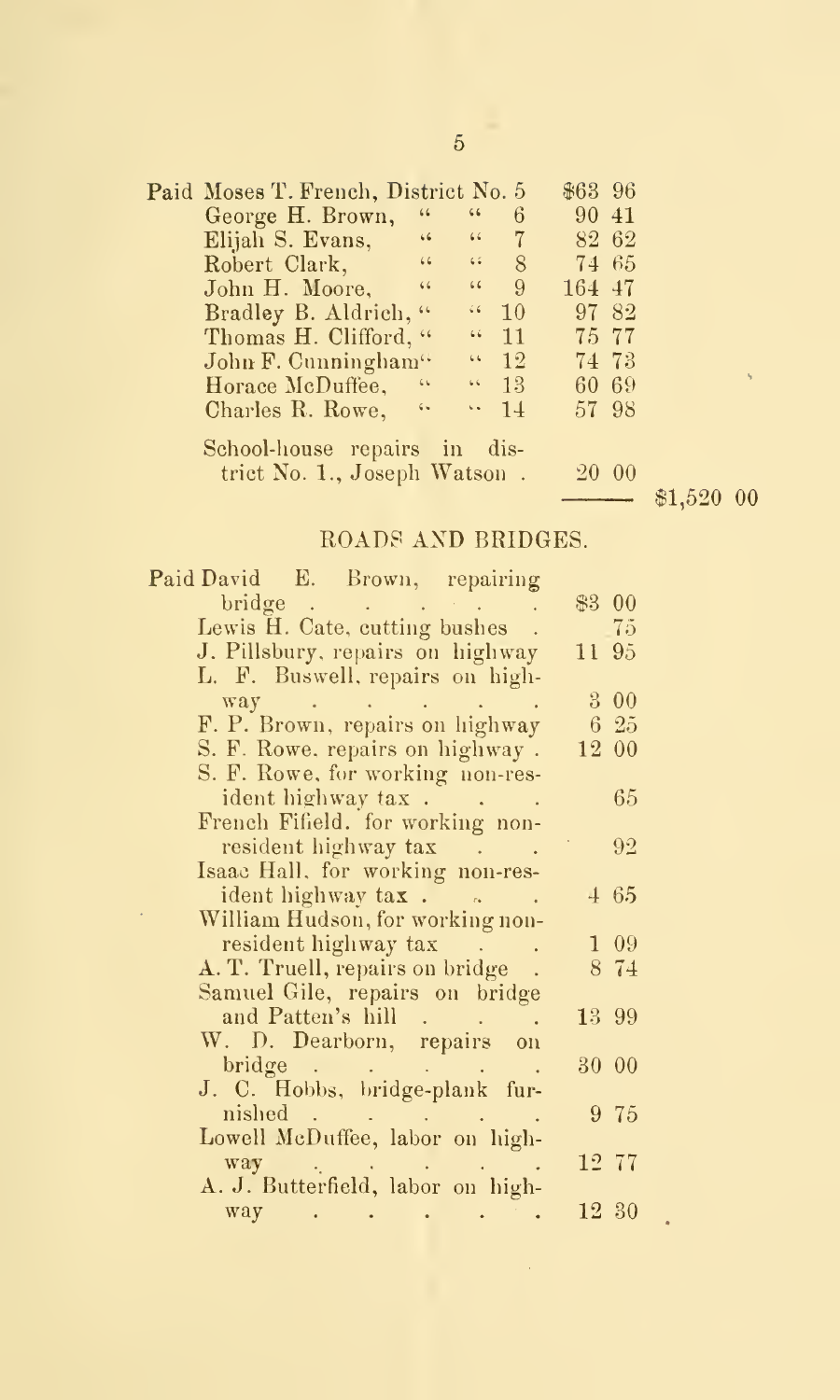| | | | |
|---|---|---|---|
| Paid Moses T. French, District No. 5 | $63 96 | | |
| George H. Brown, " " 6 | 90 41 | | |
| Elijah S. Evans, " " 7 | 82 62 | | |
| Robert Clark, " " 8 | 74 65 | | |
| John H. Moore, " " 9 | 164 47 | | |
| Bradley B. Aldrich, " " 10 | 97 82 | | |
| Thomas H. Clifford, " " 11 | 75 77 | | |
| John F. Cunningham" " 12 | 74 73 | | |
| Horace McDuffee, " " 13 | 60 69 | | |
| Charles R. Rowe, " " 14 | 57 98 | | |
| School-house repairs in district No. 1., Joseph Watson . | 20 00 | | |
| | | $1,520 00 | |

## ROADS AND BRIDGES.

| | |
|---|---|
| Paid David E. Brown, repairing bridge . . . . . | $3 00 |
| Lewis H. Cate, cutting bushes . | 75 |
| J. Pillsbury, repairs on highway | 11 95 |
| L. F. Buswell, repairs on highway . . . . . | 3 00 |
| F. P. Brown, repairs on highway | 6 25 |
| S. F. Rowe, repairs on highway . | 12 00 |
| S. F. Rowe, for working non-resident highway tax . . . | 65 |
| French Fifield, for working non-resident highway tax . . | 92 |
| Isaac Hall, for working non-resident highway tax . . . | 4 65 |
| William Hudson, for working non-resident highway tax . . | 1 09 |
| A. T. Truell, repairs on bridge . | 8 74 |
| Samuel Gile, repairs on bridge and Patten's hill . . . | 13 99 |
| W. D. Dearborn, repairs on bridge . . . . . | 30 00 |
| J. C. Hobbs, bridge-plank furnished . . . . . | 9 75 |
| Lowell McDuffee, labor on highway . . . . . | 12 77 |
| A. J. Butterfield, labor on highway . . . . . | 12 30 |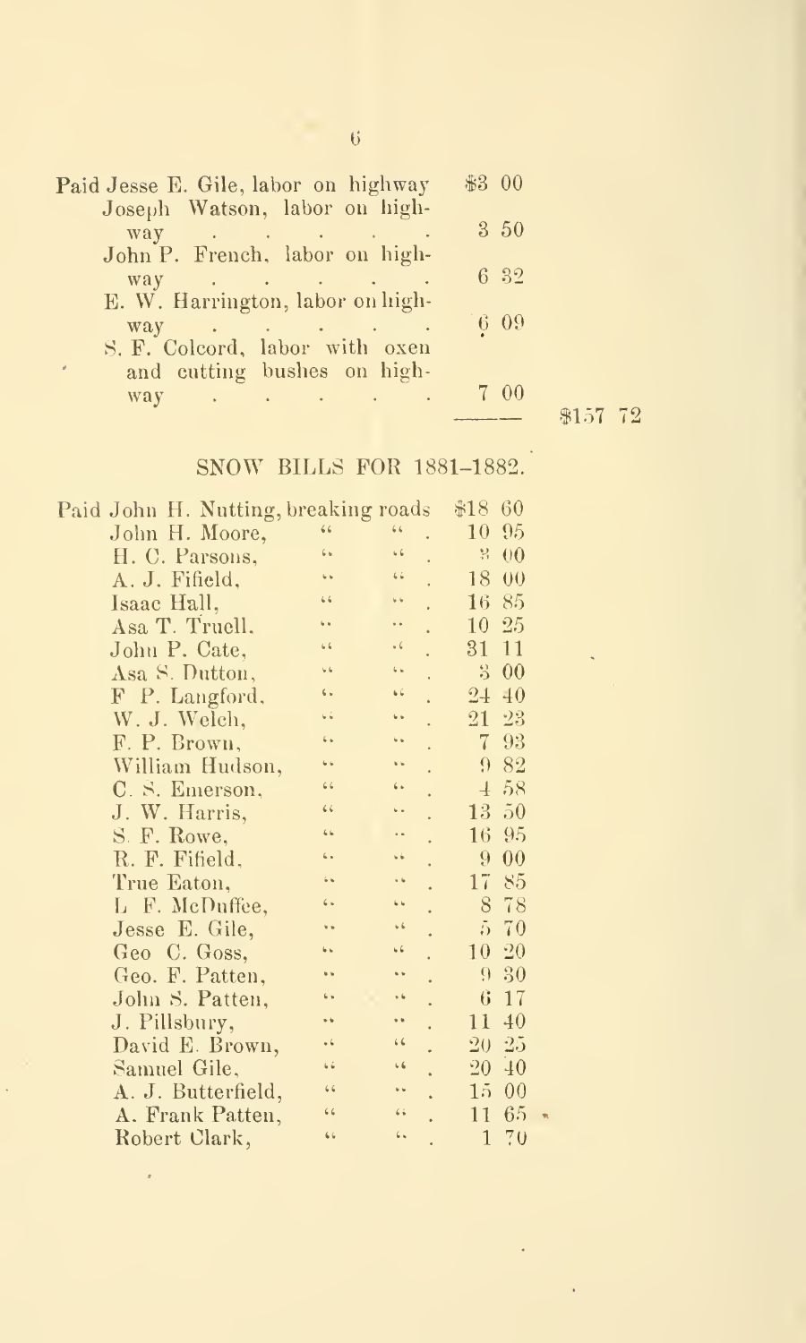| | | |
|---|---|---|
| Paid Jesse E. Gile, labor on highway | $3 00 | |
| Joseph Watson, labor on highway | 3 50 | |
| John P. French, labor on highway | 6 32 | |
| E. W. Harrington, labor on highway | 6 09 | |
| S. F. Colcord, labor with oxen and cutting bushes on highway | 7 00 | |
| | | $157 72 |

## SNOW BILLS FOR 1881–1882.

| | |
|---|---|
| Paid John H. Nutting, breaking roads | $18 60 |
| John H. Moore, " " | 10 95 |
| H. C. Parsons, " " | 8 00 |
| A. J. Fifield, " " | 18 00 |
| Isaac Hall, " " | 16 85 |
| Asa T. Truell, " " | 10 25 |
| John P. Cate, " " | 31 11 |
| Asa S. Dutton, " " | 3 00 |
| F P. Langford, " " | 24 40 |
| W. J. Welch, " " | 21 23 |
| F. P. Brown, " " | 7 93 |
| William Hudson, " " | 9 82 |
| C. S. Emerson, " " | 4 58 |
| J. W. Harris, " " | 13 50 |
| S. F. Rowe, " " | 16 95 |
| R. F. Fifield, " " | 9 00 |
| True Eaton, " " | 17 85 |
| L F. McDuffee, " " | 8 78 |
| Jesse E. Gile, " " | 5 70 |
| Geo C. Goss, " " | 10 20 |
| Geo. F. Patten, " " | 9 30 |
| John S. Patten, " " | 6 17 |
| J. Pillsbury, " " | 11 40 |
| David E. Brown, " " | 20 25 |
| Samuel Gile, " " | 20 40 |
| A. J. Butterfield, " " | 15 00 |
| A. Frank Patten, " " | 11 65 |
| Robert Clark, " " | 1 70 |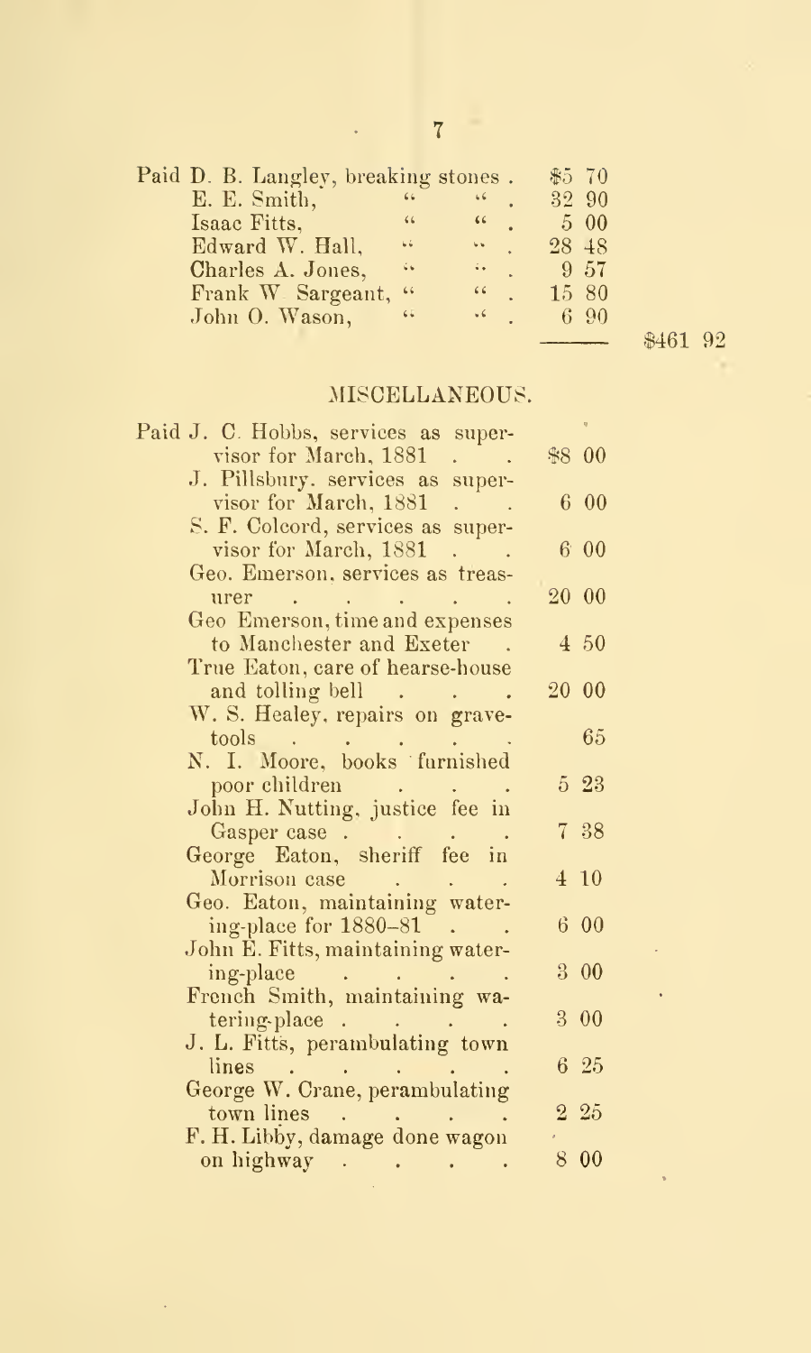| | | |
|---|---|---|
| Paid D. B. Langley, breaking stones . | $5 70 | |
| E. E. Smith, " " . | 32 90 | |
| Isaac Fitts, " " . | 5 00 | |
| Edward W. Hall, " " . | 28 48 | |
| Charles A. Jones, " " . | 9 57 | |
| Frank W. Sargeant, " " . | 15 80 | |
| John O. Wason, " " . | 6 90 | |
| | | $461 92 |

## MISCELLANEOUS.

| | |
|---|---|
| Paid J. C. Hobbs, services as supervisor for March, 1881 . . | $8 00 |
| J. Pillsbury, services as supervisor for March, 1881 . . | 6 00 |
| S. F. Colcord, services as supervisor for March, 1881 . . | 6 00 |
| Geo. Emerson, services as treasurer . . . . . | 20 00 |
| Geo Emerson, time and expenses to Manchester and Exeter . | 4 50 |
| True Eaton, care of hearse-house and tolling bell . . . | 20 00 |
| W. S. Healey, repairs on grave-tools . . . . | 65 |
| N. I. Moore, books furnished poor children . . . | 5 23 |
| John H. Nutting, justice fee in Gasper case . . . . | 7 38 |
| George Eaton, sheriff fee in Morrison case . . . | 4 10 |
| Geo. Eaton, maintaining watering-place for 1880–81 . . | 6 00 |
| John E. Fitts, maintaining watering-place . . . . | 3 00 |
| French Smith, maintaining watering-place . . . . | 3 00 |
| J. L. Fitts, perambulating town lines . . . . . | 6 25 |
| George W. Crane, perambulating town lines . . . . | 2 25 |
| F. H. Libby, damage done wagon on highway . . . . | 8 00 |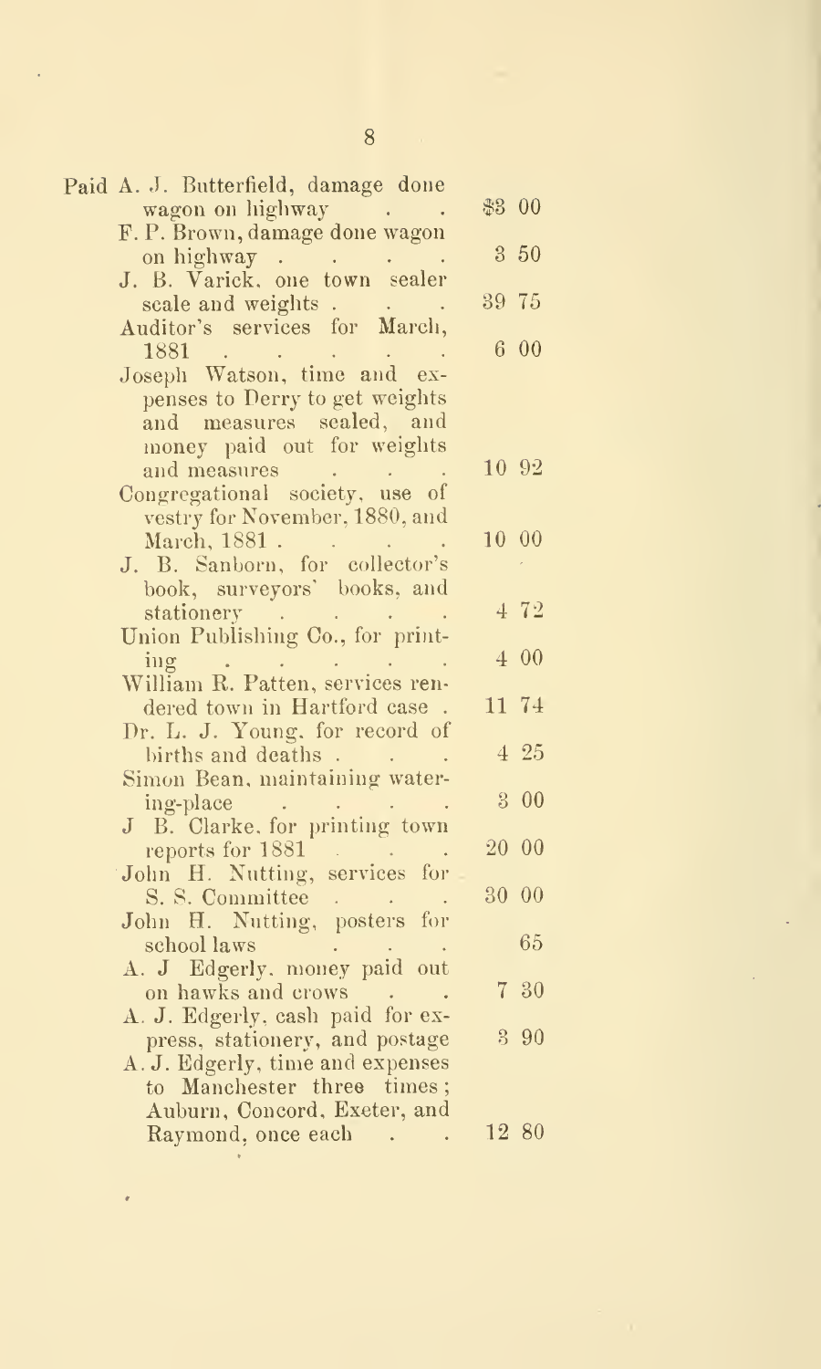| | |
|---|---|
| Paid A. J. Butterfield, damage done wagon on highway | $3 00 |
| F. P. Brown, damage done wagon on highway | 3 50 |
| J. B. Varick, one town sealer scale and weights | 39 75 |
| Auditor's services for March, 1881 | 6 00 |
| Joseph Watson, time and expenses to Derry to get weights and measures sealed, and money paid out for weights and measures | 10 92 |
| Congregational society, use of vestry for November, 1880, and March, 1881 | 10 00 |
| J. B. Sanborn, for collector's book, surveyors' books, and stationery | 4 72 |
| Union Publishing Co., for printing | 4 00 |
| William R. Patten, services rendered town in Hartford case | 11 74 |
| Dr. L. J. Young, for record of births and deaths | 4 25 |
| Simon Bean, maintaining watering-place | 3 00 |
| J B. Clarke, for printing town reports for 1881 | 20 00 |
| John H. Nutting, services for S. S. Committee | 30 00 |
| John H. Nutting, posters for school laws | 65 |
| A. J Edgerly, money paid out on hawks and crows | 7 30 |
| A. J. Edgerly, cash paid for express, stationery, and postage | 3 90 |
| A. J. Edgerly, time and expenses to Manchester three times; Auburn, Concord, Exeter, and Raymond, once each | 12 80 |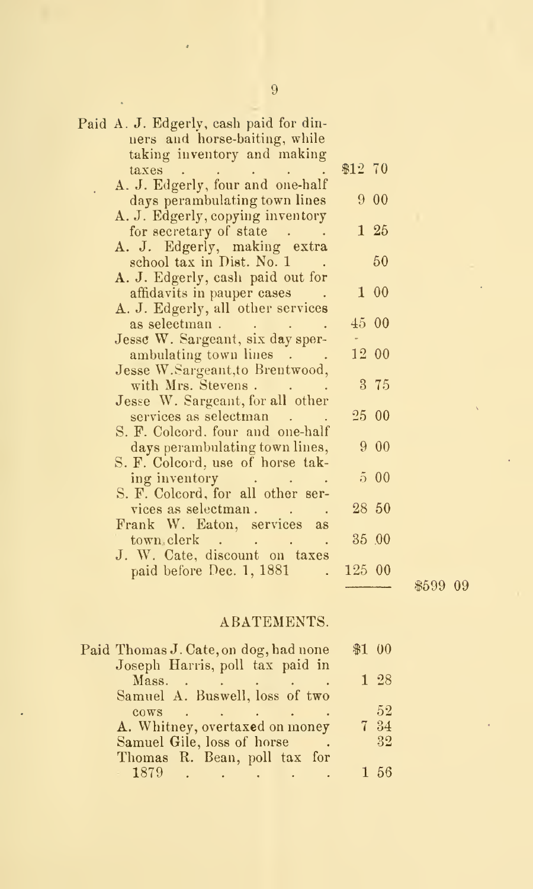| | | |
|---|---|---|
| Paid A. J. Edgerly, cash paid for dinners and horse-baiting, while taking inventory and making taxes | $12 70 | |
| A. J. Edgerly, four and one-half days perambulating town lines | 9 00 | |
| A. J. Edgerly, copying inventory for secretary of state | 1 25 | |
| A. J. Edgerly, making extra school tax in Dist. No. 1 | 50 | |
| A. J. Edgerly, cash paid out for affidavits in pauper cases | 1 00 | |
| A. J. Edgerly, all other services as selectman | 45 00 | |
| Jesse W. Sargeant, six days perambulating town lines | 12 00 | |
| Jesse W. Sargeant, to Brentwood, with Mrs. Stevens | 3 75 | |
| Jesse W. Sargeant, for all other services as selectman | 25 00 | |
| S. F. Colcord, four and one-half days perambulating town lines, | 9 00 | |
| S. F. Colcord, use of horse taking inventory | 5 00 | |
| S. F. Colcord, for all other services as selectman | 28 50 | |
| Frank W. Eaton, services as town clerk | 35 00 | |
| J. W. Cate, discount on taxes paid before Dec. 1, 1881 | 125 00 | |
| | | $599 09 |

## ABATEMENTS.

| | |
|---|---|
| Paid Thomas J. Cate, on dog, had none | $1 00 |
| Joseph Harris, poll tax paid in Mass. | 1 28 |
| Samuel A. Buswell, loss of two cows | 52 |
| A. Whitney, overtaxed on money | 7 34 |
| Samuel Gile, loss of horse | 32 |
| Thomas R. Bean, poll tax for 1879 | 1 56 |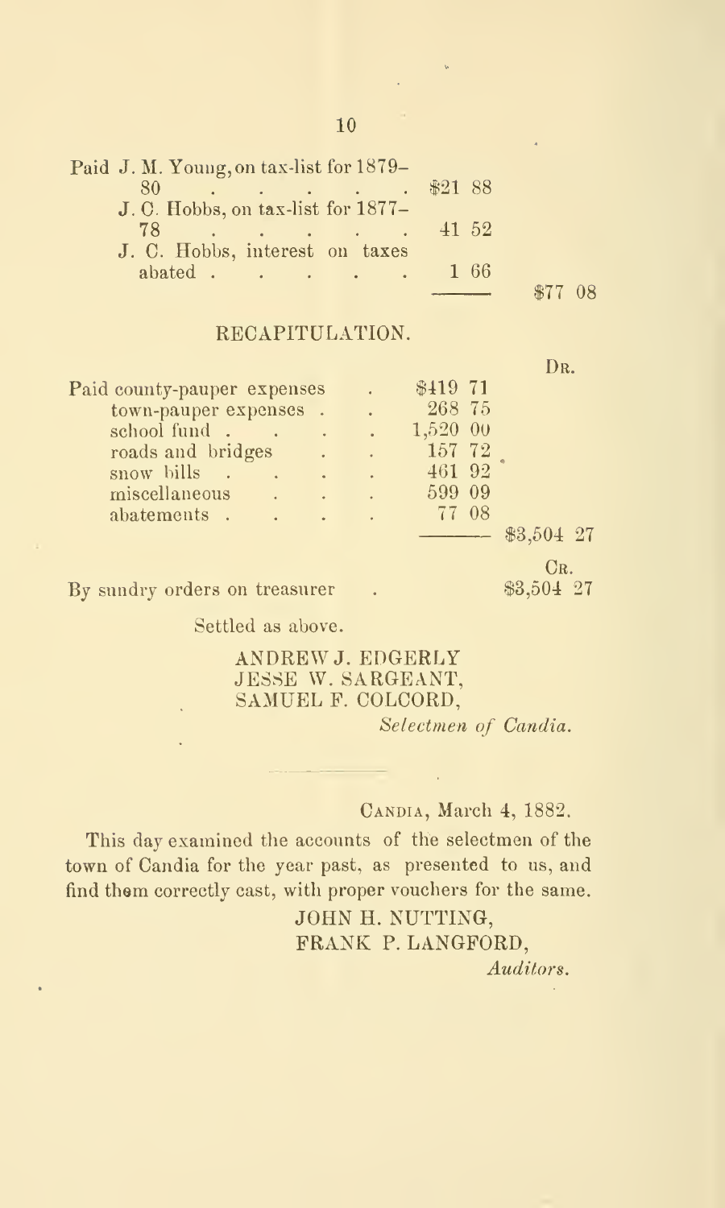| | | |
|---|---|---|
| Paid J. M. Young, on tax-list for 1879–80 | $21 88 | |
| J. C. Hobbs, on tax-list for 1877–78 | 41 52 | |
| J. C. Hobbs, interest on taxes abated | 1 66 | |
| | | $77 08 |

## RECAPITULATION.

| | | Dr. |
|---|---|---|
| Paid county-pauper expenses | $419 71 | |
| town-pauper expenses | 268 75 | |
| school fund | 1,520 00 | |
| roads and bridges | 157 72 | |
| snow bills | 461 92 | |
| miscellaneous | 599 09 | |
| abatements | 77 08 | |
| | | $3,504 27 |
| | | Cr. |
| By sundry orders on treasurer | | $3,504 27 |

Settled as above.

ANDREW J. EDGERLY
JESSE W. SARGEANT,
SAMUEL F. COLCORD,
*Selectmen of Candia.*

---

Candia, March 4, 1882.

This day examined the accounts of the selectmen of the town of Candia for the year past, as presented to us, and find them correctly cast, with proper vouchers for the same.

JOHN H. NUTTING,
FRANK P. LANGFORD,
*Auditors.*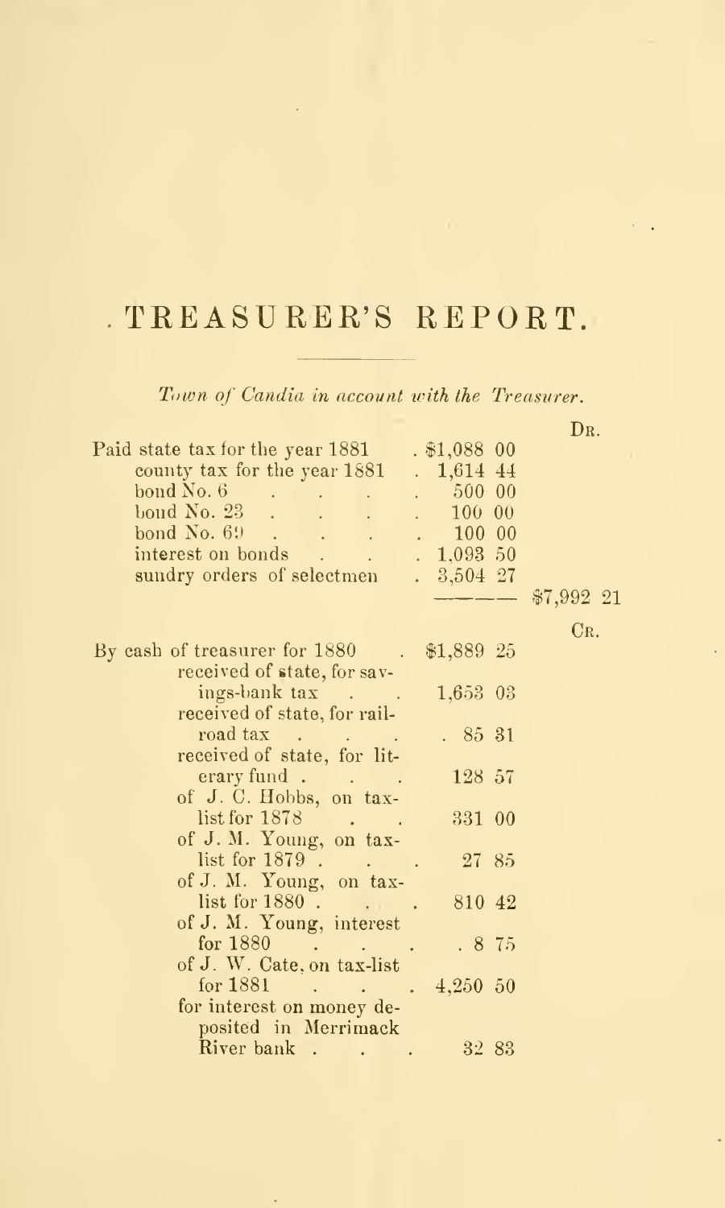# TREASURER'S REPORT.

*Town of Candia in account with the Treasurer.*

| | | Dr. |
|---|---|---|
| Paid state tax for the year 1881 | $1,088 00 | |
| county tax for the year 1881 | 1,614 44 | |
| bond No. 6 | 500 00 | |
| bond No. 23 | 100 00 | |
| bond No. 69 | 100 00 | |
| interest on bonds | 1,093 50 | |
| sundry orders of selectmen | 3,504 27 | |
| | | $7,992 21 |

| | | Cr. |
|---|---|---|
| By cash of treasurer for 1880 | $1,889 25 | |
| received of state, for savings-bank tax | 1,653 03 | |
| received of state, for railroad tax | 85 31 | |
| received of state, for literary fund | 128 57 | |
| of J. C. Hobbs, on tax-list for 1878 | 331 00 | |
| of J. M. Young, on tax-list for 1879 | 27 85 | |
| of J. M. Young, on tax-list for 1880 | 810 42 | |
| of J. M. Young, interest for 1880 | 8 75 | |
| of J. W. Cate, on tax-list for 1881 | 4,250 50 | |
| for interest on money deposited in Merrimack River bank | 32 83 | |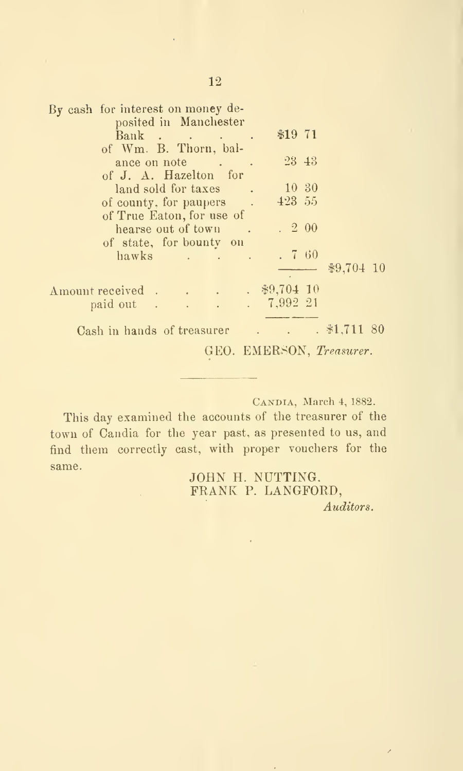| | | |
|---|---|---|
| By cash for interest on money deposited in Manchester Bank | $19 71 | |
| of Wm. B. Thorn, balance on note | 23 43 | |
| of J. A. Hazelton for land sold for taxes | 10 30 | |
| of county, for paupers | 423 55 | |
| of True Eaton, for use of hearse out of town | 2 00 | |
| of state, for bounty on hawks | 7 60 | |
| | | $9,704 10 |

| | | |
|---|---|---|
| Amount received | $9,704 10 | |
| paid out | 7,992 21 | |
| Cash in hands of treasurer | | $1,711 80 |

GEO. EMERSON, *Treasurer.*

---

CANDIA, March 4, 1882.

This day examined the accounts of the treasurer of the town of Candia for the year past, as presented to us, and find them correctly cast, with proper vouchers for the same.

JOHN H. NUTTING,
FRANK P. LANGFORD,
*Auditors.*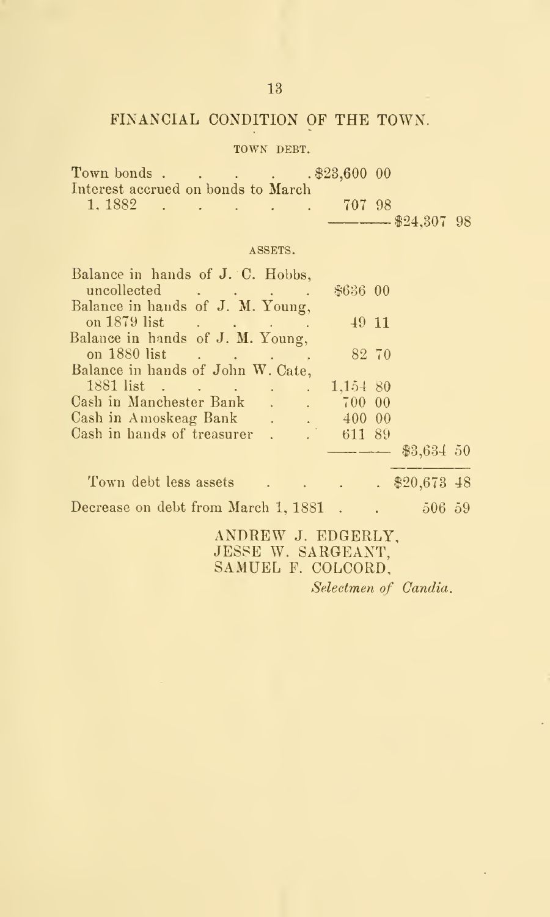# FINANCIAL CONDITION OF THE TOWN.

## TOWN DEBT.

| | | |
|---|---|---|
| Town bonds | $23,600 00 | |
| Interest accrued on bonds to March 1, 1882 | 707 98 | |
| | | $24,307 98 |

## ASSETS.

| | | |
|---|---|---|
| Balance in hands of J. C. Hobbs, uncollected | $636 00 | |
| Balance in hands of J. M. Young, on 1879 list | 49 11 | |
| Balance in hands of J. M. Young, on 1880 list | 82 70 | |
| Balance in hands of John W. Cate, 1881 list | 1,154 80 | |
| Cash in Manchester Bank | 700 00 | |
| Cash in Amoskeag Bank | 400 00 | |
| Cash in hands of treasurer | 611 89 | |
| | | $3,634 50 |
| Town debt less assets | | $20,673 48 |
| Decrease on debt from March 1, 1881 | | 506 59 |

ANDREW J. EDGERLY,
JESSE W. SARGEANT,
SAMUEL F. COLCORD,
*Selectmen of Candia.*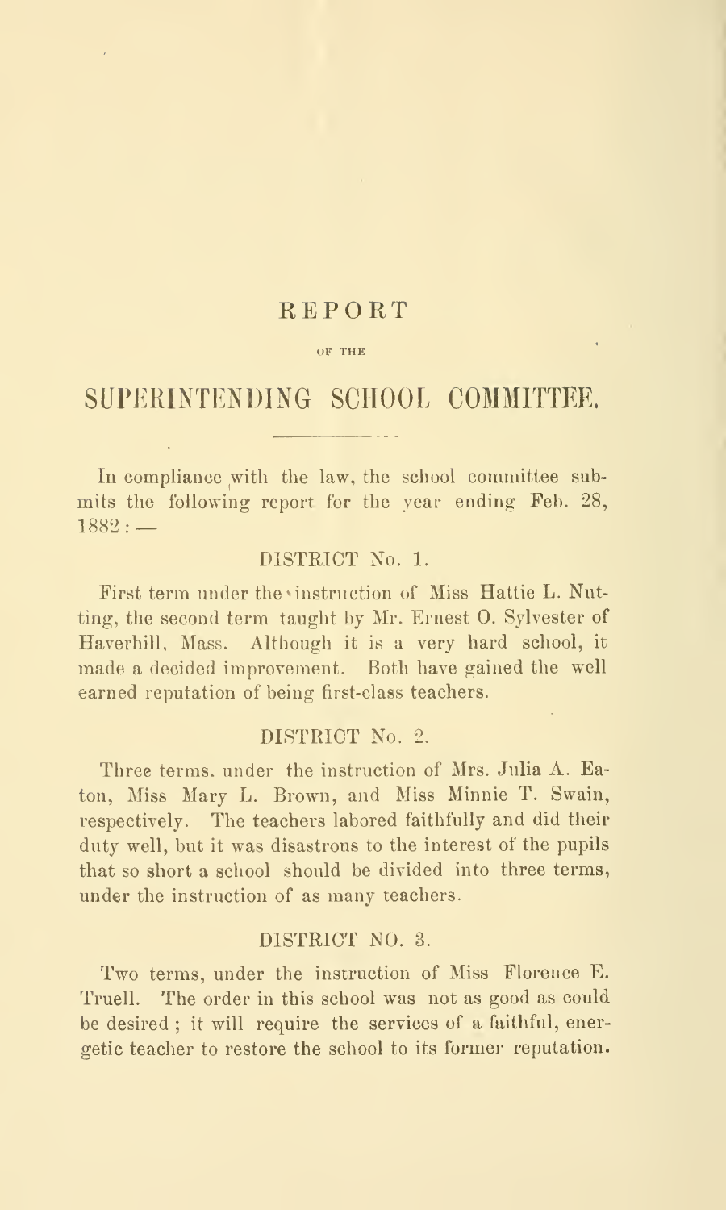# REPORT

OF THE

# SUPERINTENDING SCHOOL COMMITTEE.

In compliance with the law, the school committee submits the following report for the year ending Feb. 28, 1882: —

## DISTRICT No. 1.

First term under the instruction of Miss Hattie L. Nutting, the second term taught by Mr. Ernest O. Sylvester of Haverhill, Mass. Although it is a very hard school, it made a decided improvement. Both have gained the well earned reputation of being first-class teachers.

## DISTRICT No. 2.

Three terms, under the instruction of Mrs. Julia A. Eaton, Miss Mary L. Brown, and Miss Minnie T. Swain, respectively. The teachers labored faithfully and did their duty well, but it was disastrous to the interest of the pupils that so short a school should be divided into three terms, under the instruction of as many teachers.

## DISTRICT NO. 3.

Two terms, under the instruction of Miss Florence E. Truell. The order in this school was not as good as could be desired; it will require the services of a faithful, energetic teacher to restore the school to its former reputation.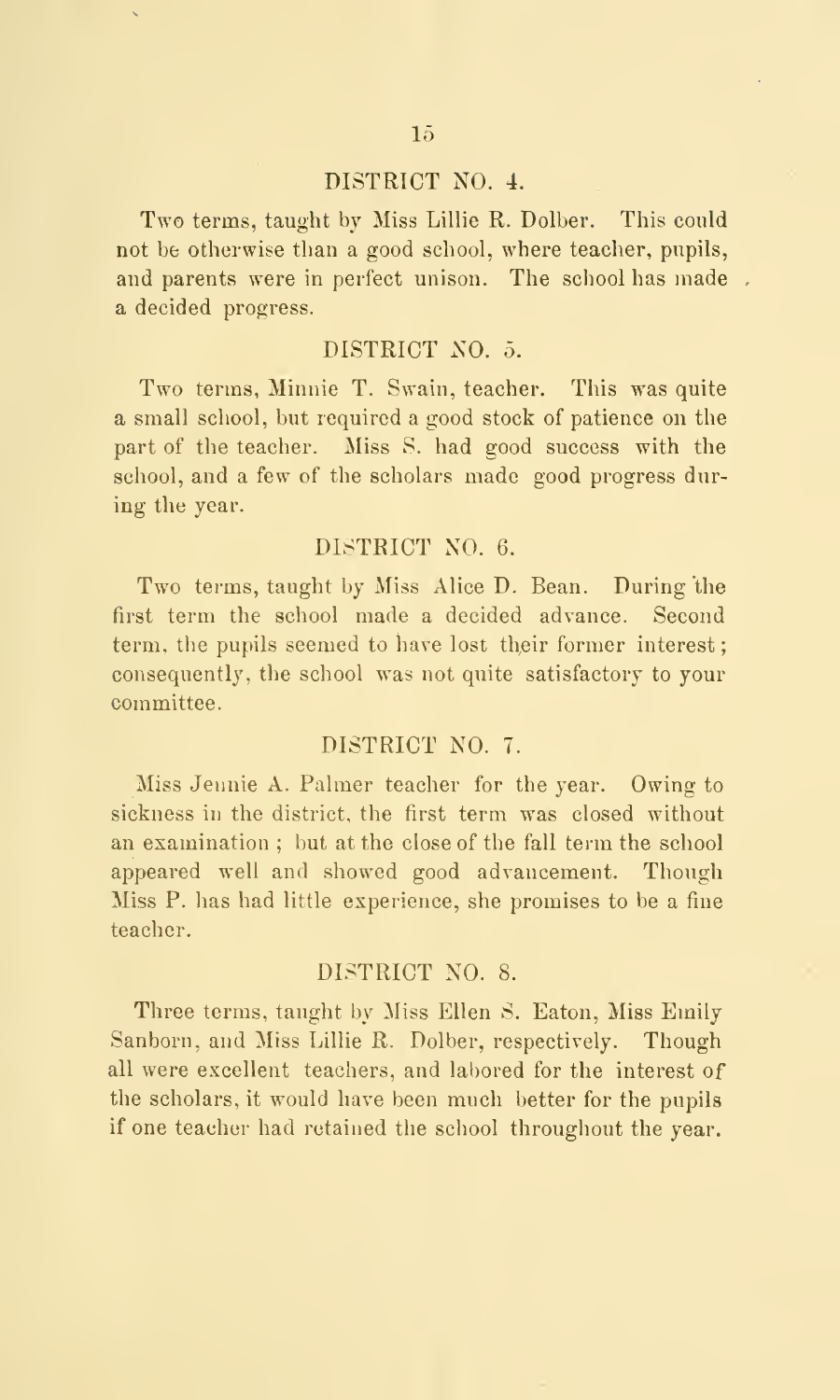## DISTRICT NO. 4.

Two terms, taught by Miss Lillie R. Dolber. This could not be otherwise than a good school, where teacher, pupils, and parents were in perfect unison. The school has made a decided progress.

## DISTRICT NO. 5.

Two terms, Minnie T. Swain, teacher. This was quite a small school, but required a good stock of patience on the part of the teacher. Miss S. had good success with the school, and a few of the scholars made good progress during the year.

## DISTRICT NO. 6.

Two terms, taught by Miss Alice D. Bean. During the first term the school made a decided advance. Second term, the pupils seemed to have lost their former interest; consequently, the school was not quite satisfactory to your committee.

## DISTRICT NO. 7.

Miss Jennie A. Palmer teacher for the year. Owing to sickness in the district, the first term was closed without an examination; but at the close of the fall term the school appeared well and showed good advancement. Though Miss P. has had little experience, she promises to be a fine teacher.

## DISTRICT NO. 8.

Three terms, taught by Miss Ellen S. Eaton, Miss Emily Sanborn, and Miss Lillie R. Dolber, respectively. Though all were excellent teachers, and labored for the interest of the scholars, it would have been much better for the pupils if one teacher had retained the school throughout the year.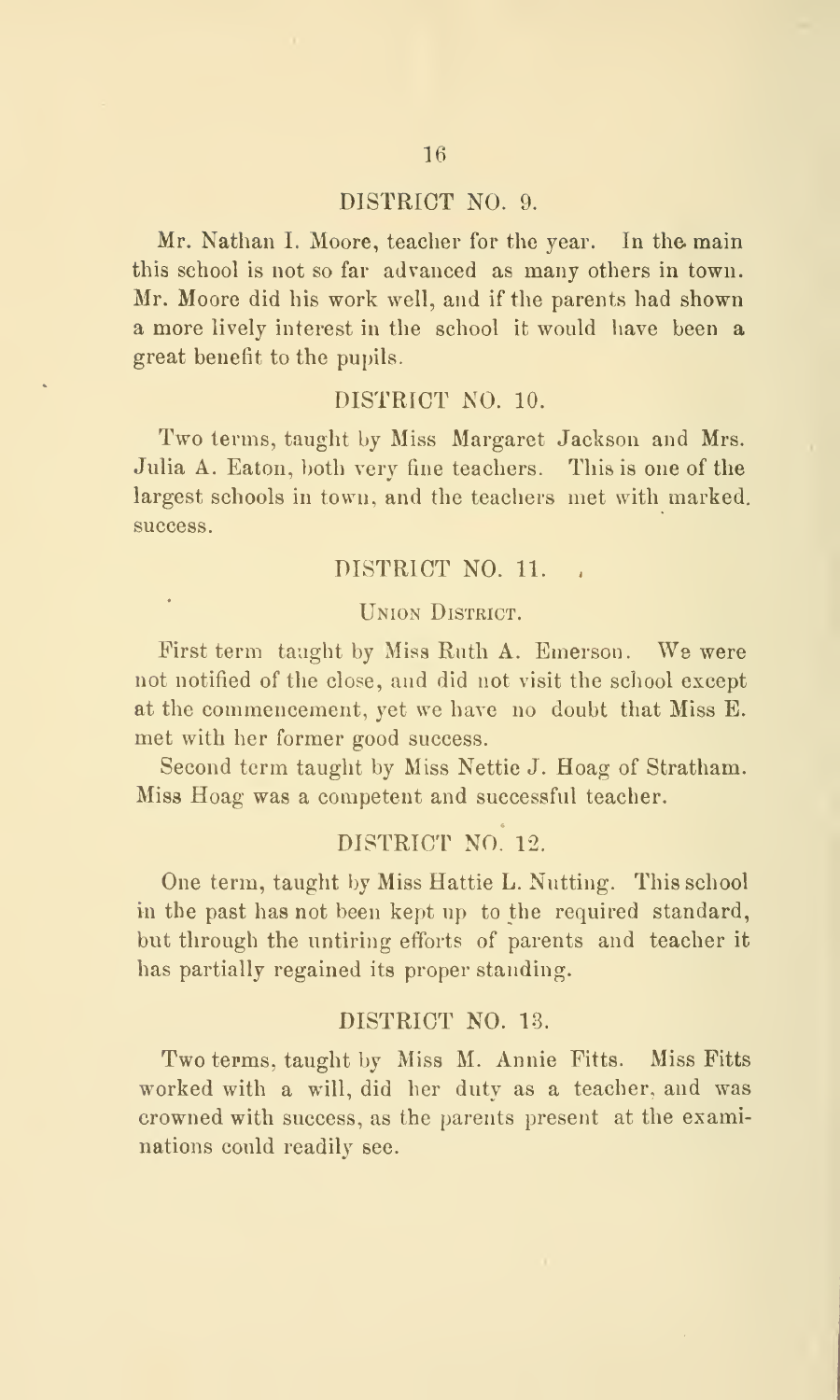### DISTRICT NO. 9.

Mr. Nathan I. Moore, teacher for the year. In the main this school is not so far advanced as many others in town. Mr. Moore did his work well, and if the parents had shown a more lively interest in the school it would have been a great benefit to the pupils.

### DISTRICT NO. 10.

Two terms, taught by Miss Margaret Jackson and Mrs. Julia A. Eaton, both very fine teachers. This is one of the largest schools in town, and the teachers met with marked success.

### DISTRICT NO. 11.

UNION DISTRICT.

First term taught by Miss Ruth A. Emerson. We were not notified of the close, and did not visit the school except at the commencement, yet we have no doubt that Miss E. met with her former good success.

Second term taught by Miss Nettie J. Hoag of Stratham. Miss Hoag was a competent and successful teacher.

### DISTRICT NO. 12.

One term, taught by Miss Hattie L. Nutting. This school in the past has not been kept up to the required standard, but through the untiring efforts of parents and teacher it has partially regained its proper standing.

### DISTRICT NO. 13.

Two terms, taught by Miss M. Annie Fitts. Miss Fitts worked with a will, did her duty as a teacher, and was crowned with success, as the parents present at the examinations could readily see.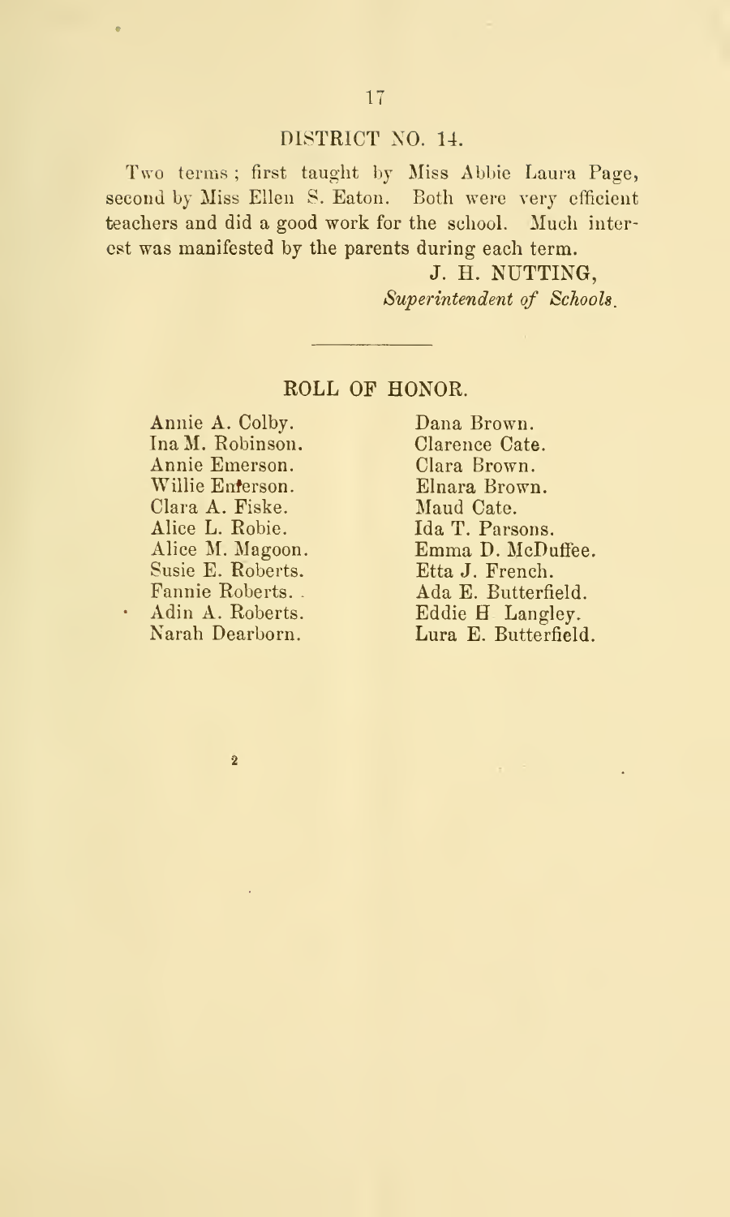## DISTRICT NO. 14.

Two terms; first taught by Miss Abbie Laura Page, second by Miss Ellen S. Eaton. Both were very efficient teachers and did a good work for the school. Much interest was manifested by the parents during each term.

J. H. NUTTING,
*Superintendent of Schools.*

---

## ROLL OF HONOR.

Annie A. Colby.
Ina M. Robinson.
Annie Emerson.
Willie Emerson.
Clara A. Fiske.
Alice L. Robie.
Alice M. Magoon.
Susie E. Roberts.
Fannie Roberts.
Adin A. Roberts.
Narah Dearborn.
Dana Brown.
Clarence Cate.
Clara Brown.
Elnara Brown.
Maud Cate.
Ida T. Parsons.
Emma D. McDuffee.
Etta J. French.
Ada E. Butterfield.
Eddie H Langley.
Lura E. Butterfield.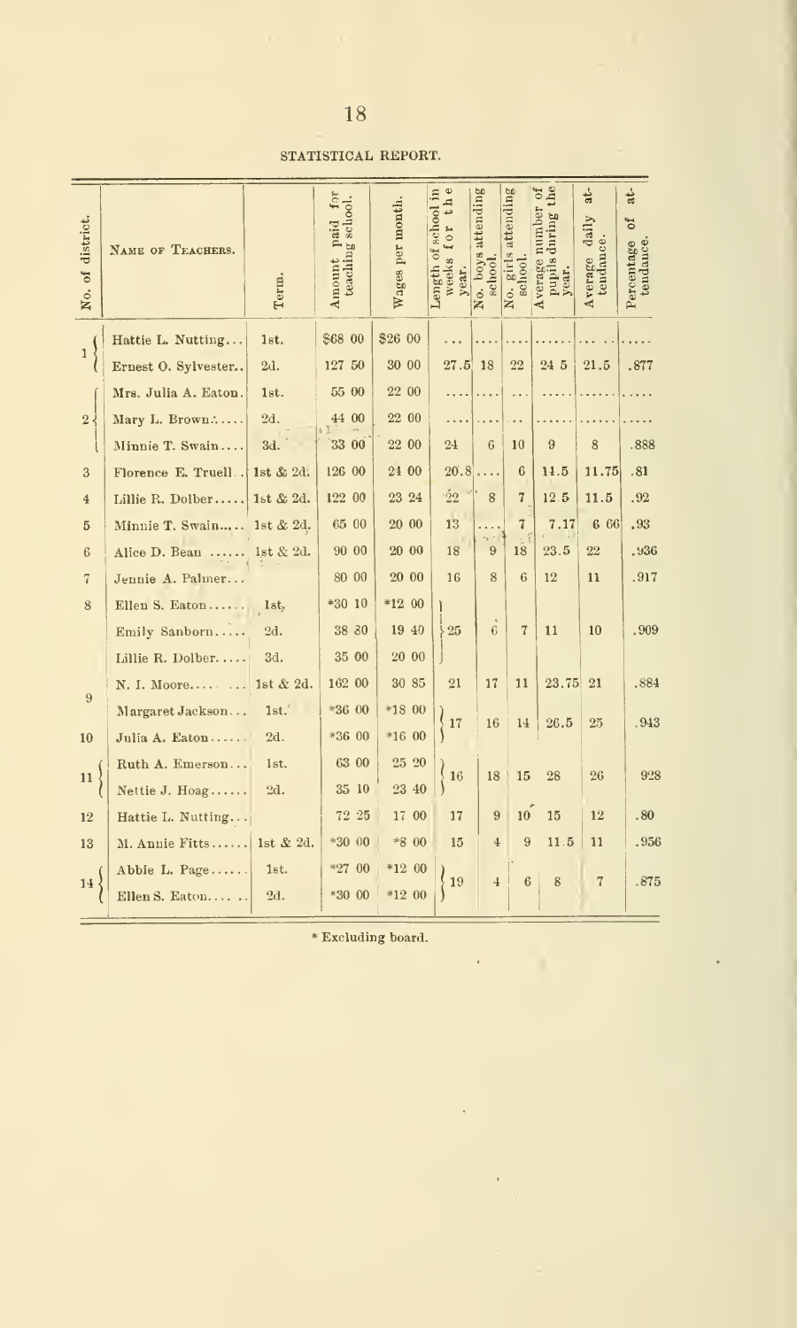STATISTICAL REPORT.

| No. of district. | NAME OF TEACHERS. | Term. | Amount paid for teaching school. | Wages per month. | Length of school in weeks for the year. | No. boys attending school. | No. girls attending school. | Average number of pupils during the year. | Average daily attendance. | Percentage of attendance. |
|---|---|---|---|---|---|---|---|---|---|---|
| 1 | Hattie L. Nutting... | 1st. | $68 00 | $26 00 | ... | .... | .... | ...... | ..... | ..... |
| | Ernest O. Sylvester.. | 2d. | 127 50 | 30 00 | 27.5 | 18 | 22 | 24 5 | 21.5 | .877 |
| 2 | Mrs. Julia A. Eaton. | 1st. | 55 00 | 22 00 | .... | .... | ... | ..... | ...... | ..... |
| | Mary L. Brown...... | 2d. | 44 00 | 22 00 | .... | .... | .. | ...... | ...... | ..... |
| | Minnie T. Swain.... | 3d. | 33 00 | 22 00 | 24 | 6 | 10 | 9 | 8 | .888 |
| 3 | Florence E. Truell.. | 1st & 2d. | 126 00 | 24 00 | 20.8 | .... | 6 | 14.5 | 11.75 | .81 |
| 4 | Lillie R. Dolber..... | 1st & 2d. | 122 00 | 23 24 | 22 | 8 | 7 | 12.5 | 11.5 | .92 |
| 5 | Minnie T. Swain..... | 1st & 2d. | 65 00 | 20 00 | 13 | .... | 7 | 7.17 | 6 66 | .93 |
| 6 | Alice D. Bean ...... | 1st & 2d. | 90 00 | 20 00 | 18 | 9 | 18 | 23.5 | 22 | .936 |
| 7 | Jennie A. Palmer... | | 80 00 | 20 00 | 16 | 8 | 6 | 12 | 11 | .917 |
| 8 | Ellen S. Eaton...... | 1st. | *30 10 | *12 00 | 25 | 6 | 7 | 11 | 10 | .909 |
| | Emily Sanborn..... | 2d. | 38 80 | 19 40 | | | | | | |
| | Lillie R. Dolber..... | 3d. | 35 00 | 20 00 | | | | | | |
| 9 | N. I. Moore........ | 1st & 2d. | 162 00 | 30 85 | 21 | 17 | 11 | 23.75 | 21 | .884 |
| | Margaret Jackson... | 1st. | *36 00 | *18 00 | 17 | 16 | 14 | 26.5 | 25 | .943 |
| 10 | Julia A. Eaton...... | 2d. | *36 00 | *16 00 | | | | | | |
| 11 | Ruth A. Emerson... | 1st. | 63 00 | 25 20 | 16 | 18 | 15 | 28 | 26 | 928 |
| | Nettie J. Hoag...... | 2d. | 35 10 | 23 40 | | | | | | |
| 12 | Hattie L. Nutting... | | 72 25 | 17 00 | 17 | 9 | 10 | 15 | 12 | .80 |
| 13 | M. Annie Fitts...... | 1st & 2d. | *30 00 | *8 00 | 15 | 4 | 9 | 11.5 | 11 | .956 |
| 14 | Abbie L. Page...... | 1st. | *27 00 | *12 00 | 19 | 4 | 6 | 8 | 7 | .875 |
| | Ellen S. Eaton..... | 2d. | *30 00 | *12 00 | | | | | | |

\* Excluding board.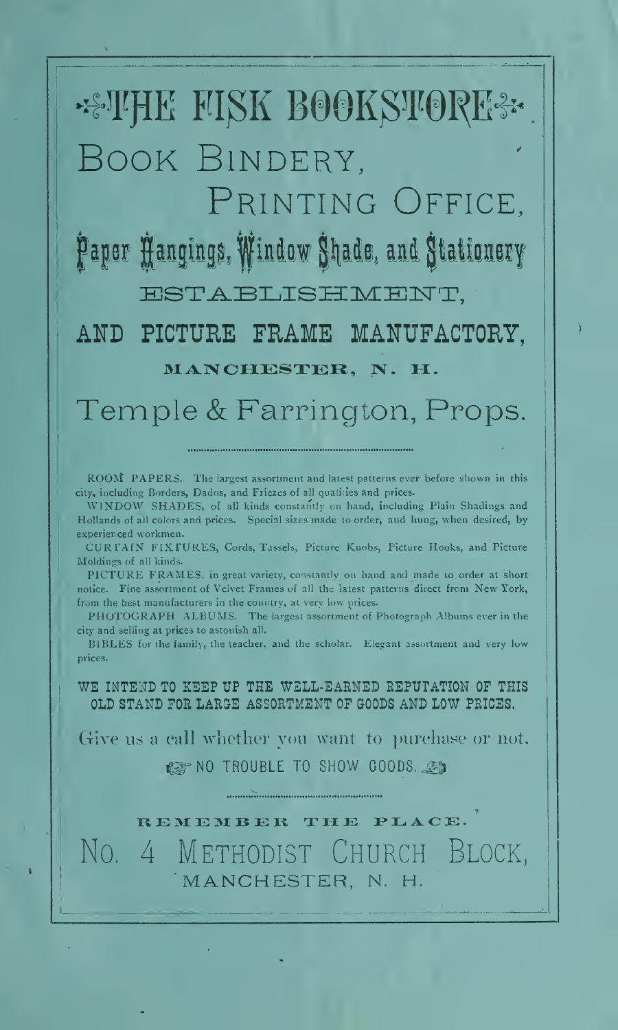# THE FISK BOOKSTORE

## BOOK BINDERY,

## PRINTING OFFICE,

## Paper Hangings, Window Shade, and Stationery

## ESTABLISHMENT,

## AND PICTURE FRAME MANUFACTORY,

**MANCHESTER, N. H.**

## Temple & Farrington, Props.

ROOM PAPERS. The largest assortment and latest patterns ever before shown in this city, including Borders, Dados, and Friezes of all qualities and prices.

WINDOW SHADES, of all kinds constantly on hand, including Plain Shadings and Hollands of all colors and prices. Special sizes made to order, and hung, when desired, by experienced workmen.

CURTAIN FIXTURES, Cords, Tassels, Picture Knobs, Picture Hooks, and Picture Moldings of all kinds.

PICTURE FRAMES. in great variety, constantly on hand and made to order at short notice. Fine assortment of Velvet Frames of all the latest patterns direct from New York, from the best manufacturers in the country, at very low prices.

PHOTOGRAPH ALBUMS. The largest assortment of Photograph Albums ever in the city and selling at prices to astonish all.

BIBLES for the family, the teacher, and the scholar. Elegant assortment and very low prices.

**WE INTEND TO KEEP UP THE WELL-EARNED REPUTATION OF THIS OLD STAND FOR LARGE ASSORTMENT OF GOODS AND LOW PRICES.**

Give us a call whether you want to purchase or not.

NO TROUBLE TO SHOW GOODS.

**REMEMBER THE PLACE.**

## No. 4 METHODIST CHURCH BLOCK,

MANCHESTER, N. H.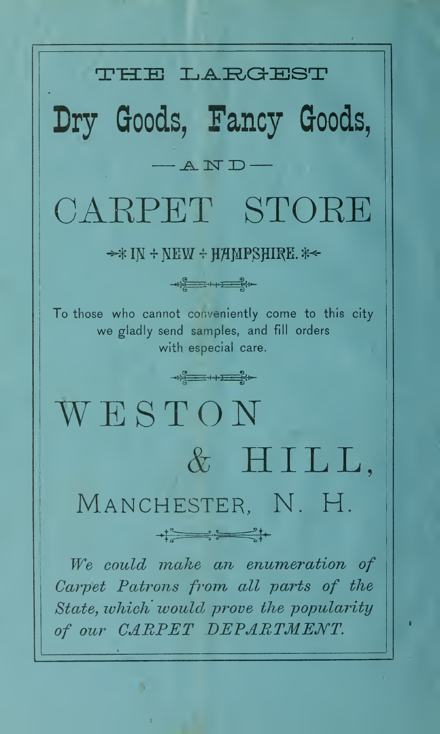THE LARGEST

# Dry Goods, Fancy Goods,

—AND—

# CARPET STORE

IN NEW HAMPSHIRE.

To those who cannot conveniently come to this city we gladly send samples, and fill orders with especial care.

# WESTON & HILL,

## MANCHESTER, N. H.

*We could make an enumeration of Carpet Patrons from all parts of the State, which would prove the popularity of our CARPET DEPARTMENT.*